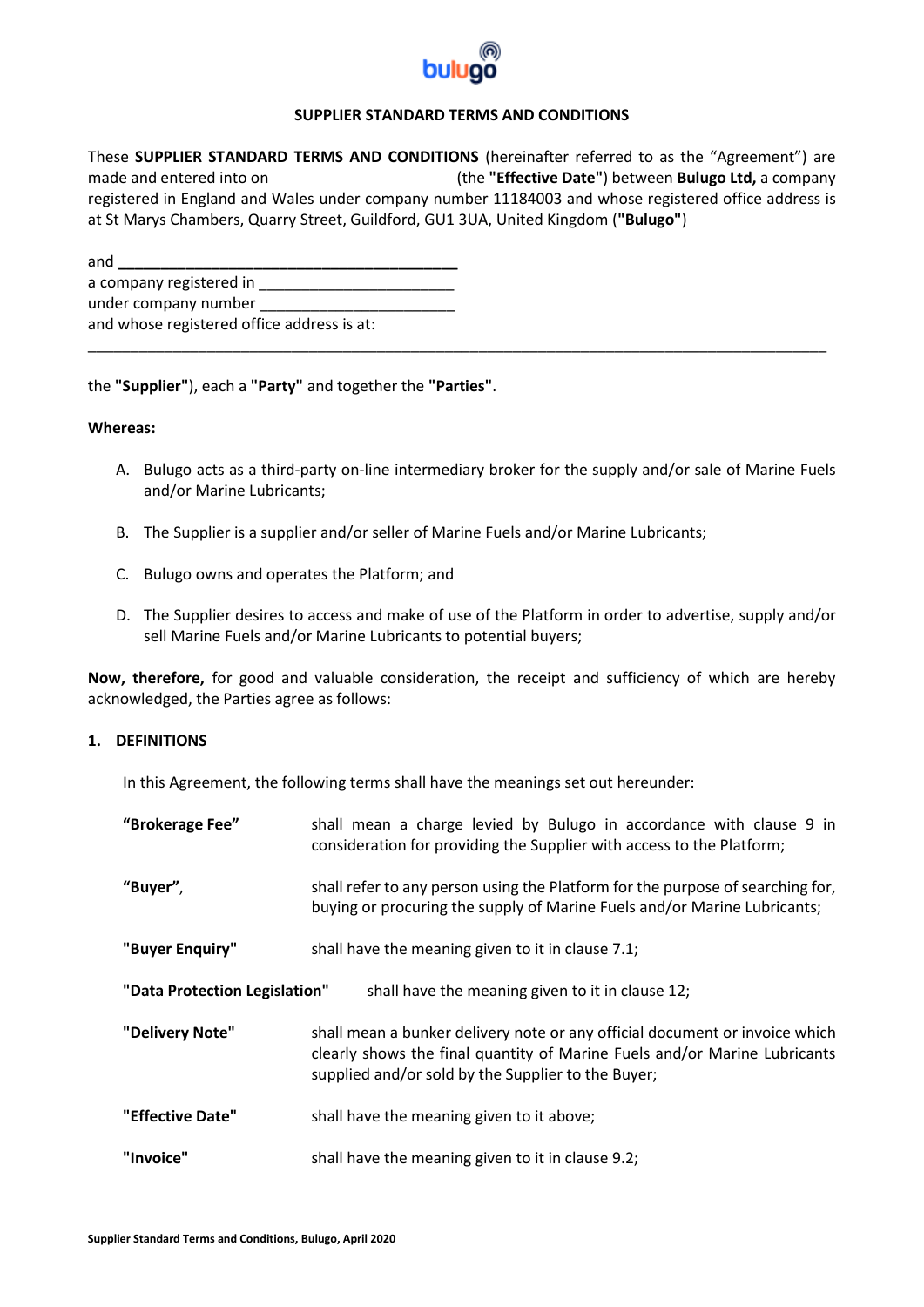# SUPPLIER STANDARD TERMS AND CONDITIONS

These **SUPPLIER STANDARD TERMS AND CONDITIONS** (hereinafter referred to as the "Agreement") are made and entered into on (the **"Effective Date"**) between **Bulugo Ltd,** a company registered in England and Wales under company number 11184003 and whose registered office address is at St Marys Chambers, Quarry Street, Guildford, GU1 3UA, United Kingdom (**"Bulugo"**)

and ________________________________________
a company registered in _______________________
under company number _______________________
and whose registered office address is at:
_____________________________________________________________________________________

the **"Supplier"**), each a **"Party"** and together the **"Parties"**.

**Whereas:**

A. Bulugo acts as a third-party on-line intermediary broker for the supply and/or sale of Marine Fuels and/or Marine Lubricants;

B. The Supplier is a supplier and/or seller of Marine Fuels and/or Marine Lubricants;

C. Bulugo owns and operates the Platform; and

D. The Supplier desires to access and make of use of the Platform in order to advertise, supply and/or sell Marine Fuels and/or Marine Lubricants to potential buyers;

**Now, therefore,** for good and valuable consideration, the receipt and sufficiency of which are hereby acknowledged, the Parties agree as follows:

## 1. DEFINITIONS

In this Agreement, the following terms shall have the meanings set out hereunder:

| | |
|---|---|
| **"Brokerage Fee"** | shall mean a charge levied by Bulugo in accordance with clause 9 in consideration for providing the Supplier with access to the Platform; |
| **"Buyer"**, | shall refer to any person using the Platform for the purpose of searching for, buying or procuring the supply of Marine Fuels and/or Marine Lubricants; |
| **"Buyer Enquiry"** | shall have the meaning given to it in clause 7.1; |
| **"Data Protection Legislation"** | shall have the meaning given to it in clause 12; |
| **"Delivery Note"** | shall mean a bunker delivery note or any official document or invoice which clearly shows the final quantity of Marine Fuels and/or Marine Lubricants supplied and/or sold by the Supplier to the Buyer; |
| **"Effective Date"** | shall have the meaning given to it above; |
| **"Invoice"** | shall have the meaning given to it in clause 9.2; |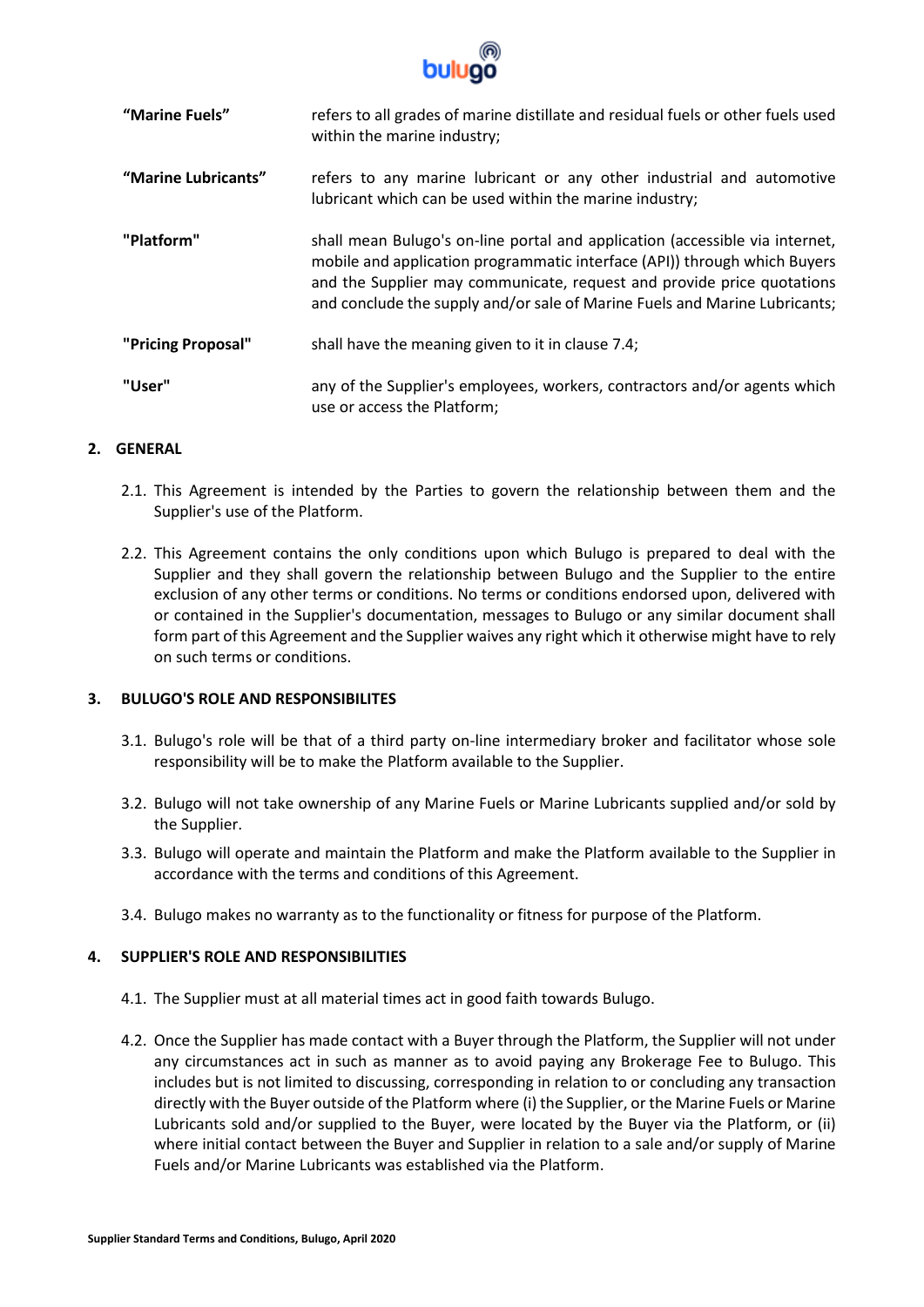| | |
|---|---|
| **"Marine Fuels"** | refers to all grades of marine distillate and residual fuels or other fuels used within the marine industry; |
| **"Marine Lubricants"** | refers to any marine lubricant or any other industrial and automotive lubricant which can be used within the marine industry; |
| **"Platform"** | shall mean Bulugo's on-line portal and application (accessible via internet, mobile and application programmatic interface (API)) through which Buyers and the Supplier may communicate, request and provide price quotations and conclude the supply and/or sale of Marine Fuels and Marine Lubricants; |
| **"Pricing Proposal"** | shall have the meaning given to it in clause 7.4; |
| **"User"** | any of the Supplier's employees, workers, contractors and/or agents which use or access the Platform; |

## 2. GENERAL

2.1. This Agreement is intended by the Parties to govern the relationship between them and the Supplier's use of the Platform.

2.2. This Agreement contains the only conditions upon which Bulugo is prepared to deal with the Supplier and they shall govern the relationship between Bulugo and the Supplier to the entire exclusion of any other terms or conditions. No terms or conditions endorsed upon, delivered with or contained in the Supplier's documentation, messages to Bulugo or any similar document shall form part of this Agreement and the Supplier waives any right which it otherwise might have to rely on such terms or conditions.

## 3. BULUGO'S ROLE AND RESPONSIBILITES

3.1. Bulugo's role will be that of a third party on-line intermediary broker and facilitator whose sole responsibility will be to make the Platform available to the Supplier.

3.2. Bulugo will not take ownership of any Marine Fuels or Marine Lubricants supplied and/or sold by the Supplier.

3.3. Bulugo will operate and maintain the Platform and make the Platform available to the Supplier in accordance with the terms and conditions of this Agreement.

3.4. Bulugo makes no warranty as to the functionality or fitness for purpose of the Platform.

## 4. SUPPLIER'S ROLE AND RESPONSIBILITIES

4.1. The Supplier must at all material times act in good faith towards Bulugo.

4.2. Once the Supplier has made contact with a Buyer through the Platform, the Supplier will not under any circumstances act in such as manner as to avoid paying any Brokerage Fee to Bulugo. This includes but is not limited to discussing, corresponding in relation to or concluding any transaction directly with the Buyer outside of the Platform where (i) the Supplier, or the Marine Fuels or Marine Lubricants sold and/or supplied to the Buyer, were located by the Buyer via the Platform, or (ii) where initial contact between the Buyer and Supplier in relation to a sale and/or supply of Marine Fuels and/or Marine Lubricants was established via the Platform.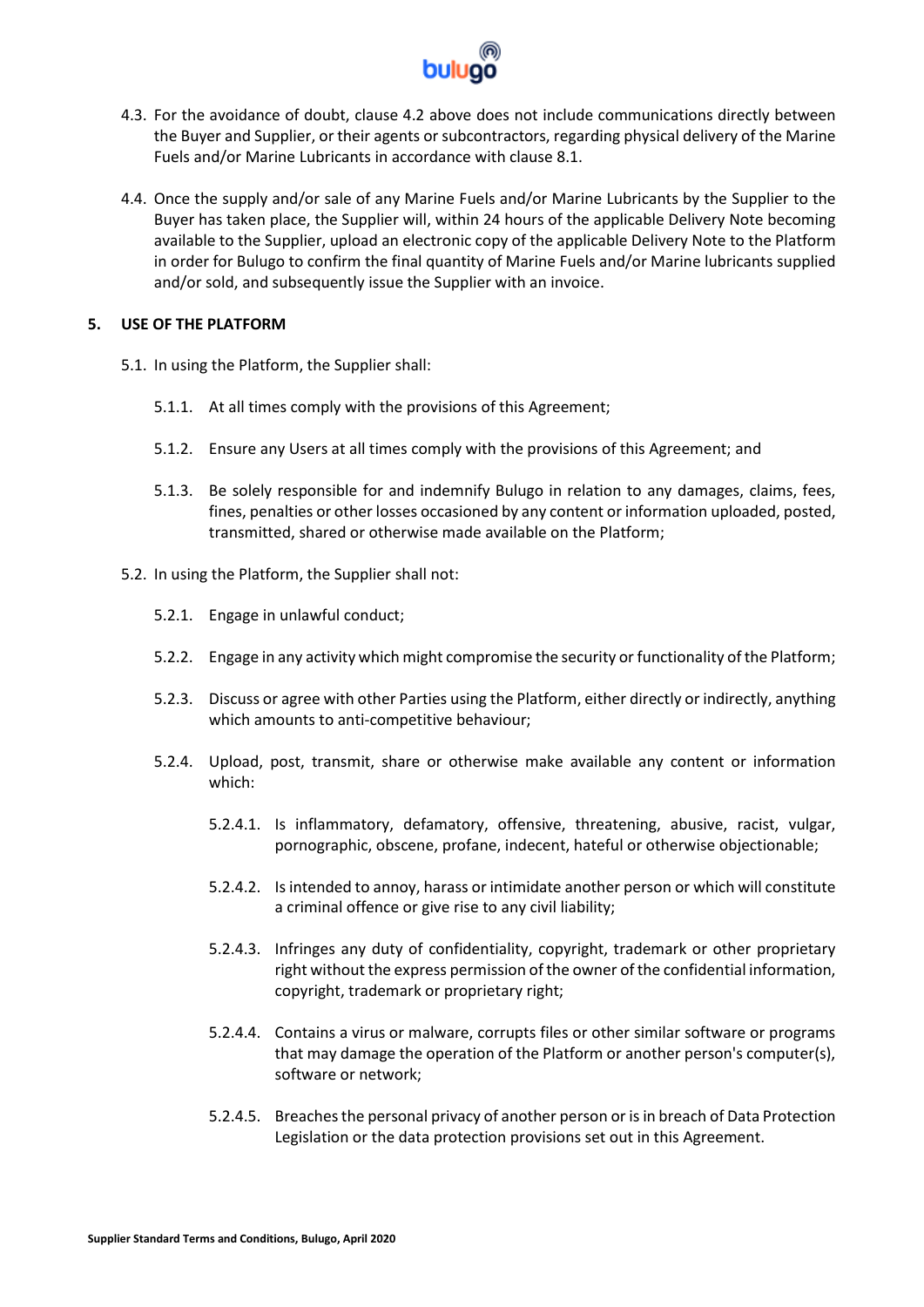4.3. For the avoidance of doubt, clause 4.2 above does not include communications directly between the Buyer and Supplier, or their agents or subcontractors, regarding physical delivery of the Marine Fuels and/or Marine Lubricants in accordance with clause 8.1.

4.4. Once the supply and/or sale of any Marine Fuels and/or Marine Lubricants by the Supplier to the Buyer has taken place, the Supplier will, within 24 hours of the applicable Delivery Note becoming available to the Supplier, upload an electronic copy of the applicable Delivery Note to the Platform in order for Bulugo to confirm the final quantity of Marine Fuels and/or Marine lubricants supplied and/or sold, and subsequently issue the Supplier with an invoice.

## 5. USE OF THE PLATFORM

5.1. In using the Platform, the Supplier shall:

5.1.1. At all times comply with the provisions of this Agreement;

5.1.2. Ensure any Users at all times comply with the provisions of this Agreement; and

5.1.3. Be solely responsible for and indemnify Bulugo in relation to any damages, claims, fees, fines, penalties or other losses occasioned by any content or information uploaded, posted, transmitted, shared or otherwise made available on the Platform;

5.2. In using the Platform, the Supplier shall not:

5.2.1. Engage in unlawful conduct;

5.2.2. Engage in any activity which might compromise the security or functionality of the Platform;

5.2.3. Discuss or agree with other Parties using the Platform, either directly or indirectly, anything which amounts to anti-competitive behaviour;

5.2.4. Upload, post, transmit, share or otherwise make available any content or information which:

5.2.4.1. Is inflammatory, defamatory, offensive, threatening, abusive, racist, vulgar, pornographic, obscene, profane, indecent, hateful or otherwise objectionable;

5.2.4.2. Is intended to annoy, harass or intimidate another person or which will constitute a criminal offence or give rise to any civil liability;

5.2.4.3. Infringes any duty of confidentiality, copyright, trademark or other proprietary right without the express permission of the owner of the confidential information, copyright, trademark or proprietary right;

5.2.4.4. Contains a virus or malware, corrupts files or other similar software or programs that may damage the operation of the Platform or another person's computer(s), software or network;

5.2.4.5. Breaches the personal privacy of another person or is in breach of Data Protection Legislation or the data protection provisions set out in this Agreement.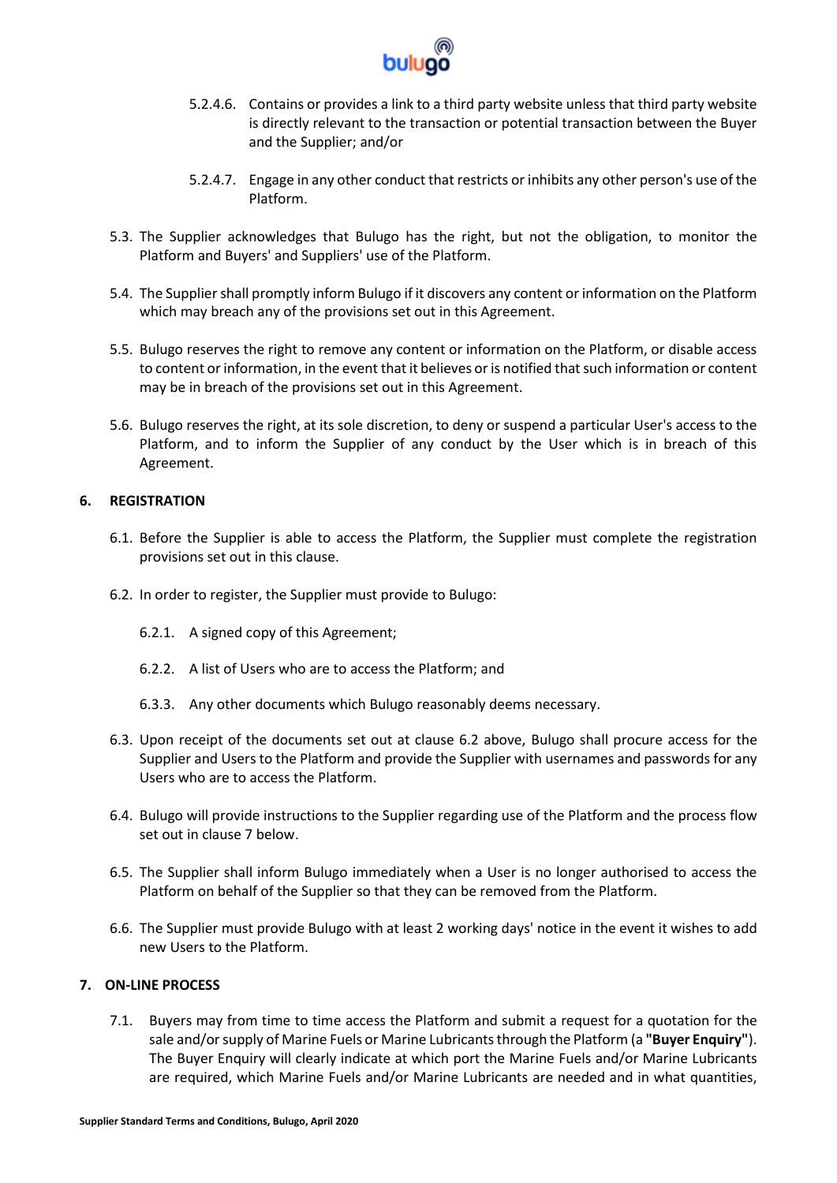5.2.4.6. Contains or provides a link to a third party website unless that third party website is directly relevant to the transaction or potential transaction between the Buyer and the Supplier; and/or

5.2.4.7. Engage in any other conduct that restricts or inhibits any other person's use of the Platform.

5.3. The Supplier acknowledges that Bulugo has the right, but not the obligation, to monitor the Platform and Buyers' and Suppliers' use of the Platform.

5.4. The Supplier shall promptly inform Bulugo if it discovers any content or information on the Platform which may breach any of the provisions set out in this Agreement.

5.5. Bulugo reserves the right to remove any content or information on the Platform, or disable access to content or information, in the event that it believes or is notified that such information or content may be in breach of the provisions set out in this Agreement.

5.6. Bulugo reserves the right, at its sole discretion, to deny or suspend a particular User's access to the Platform, and to inform the Supplier of any conduct by the User which is in breach of this Agreement.

## 6. REGISTRATION

6.1. Before the Supplier is able to access the Platform, the Supplier must complete the registration provisions set out in this clause.

6.2. In order to register, the Supplier must provide to Bulugo:

6.2.1. A signed copy of this Agreement;

6.2.2. A list of Users who are to access the Platform; and

6.3.3. Any other documents which Bulugo reasonably deems necessary.

6.3. Upon receipt of the documents set out at clause 6.2 above, Bulugo shall procure access for the Supplier and Users to the Platform and provide the Supplier with usernames and passwords for any Users who are to access the Platform.

6.4. Bulugo will provide instructions to the Supplier regarding use of the Platform and the process flow set out in clause 7 below.

6.5. The Supplier shall inform Bulugo immediately when a User is no longer authorised to access the Platform on behalf of the Supplier so that they can be removed from the Platform.

6.6. The Supplier must provide Bulugo with at least 2 working days' notice in the event it wishes to add new Users to the Platform.

## 7. ON-LINE PROCESS

7.1. Buyers may from time to time access the Platform and submit a request for a quotation for the sale and/or supply of Marine Fuels or Marine Lubricants through the Platform (a **"Buyer Enquiry"**). The Buyer Enquiry will clearly indicate at which port the Marine Fuels and/or Marine Lubricants are required, which Marine Fuels and/or Marine Lubricants are needed and in what quantities,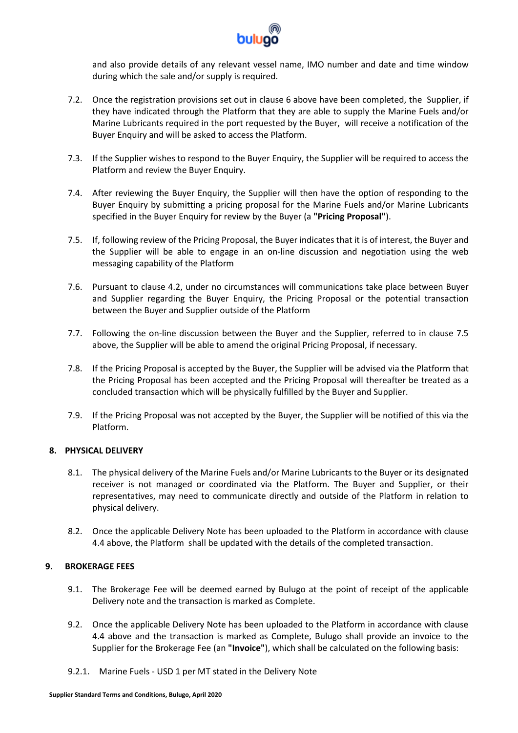and also provide details of any relevant vessel name, IMO number and date and time window during which the sale and/or supply is required.

7.2. Once the registration provisions set out in clause 6 above have been completed, the Supplier, if they have indicated through the Platform that they are able to supply the Marine Fuels and/or Marine Lubricants required in the port requested by the Buyer, will receive a notification of the Buyer Enquiry and will be asked to access the Platform.

7.3. If the Supplier wishes to respond to the Buyer Enquiry, the Supplier will be required to access the Platform and review the Buyer Enquiry.

7.4. After reviewing the Buyer Enquiry, the Supplier will then have the option of responding to the Buyer Enquiry by submitting a pricing proposal for the Marine Fuels and/or Marine Lubricants specified in the Buyer Enquiry for review by the Buyer (a **"Pricing Proposal"**).

7.5. If, following review of the Pricing Proposal, the Buyer indicates that it is of interest, the Buyer and the Supplier will be able to engage in an on-line discussion and negotiation using the web messaging capability of the Platform

7.6. Pursuant to clause 4.2, under no circumstances will communications take place between Buyer and Supplier regarding the Buyer Enquiry, the Pricing Proposal or the potential transaction between the Buyer and Supplier outside of the Platform

7.7. Following the on-line discussion between the Buyer and the Supplier, referred to in clause 7.5 above, the Supplier will be able to amend the original Pricing Proposal, if necessary.

7.8. If the Pricing Proposal is accepted by the Buyer, the Supplier will be advised via the Platform that the Pricing Proposal has been accepted and the Pricing Proposal will thereafter be treated as a concluded transaction which will be physically fulfilled by the Buyer and Supplier.

7.9. If the Pricing Proposal was not accepted by the Buyer, the Supplier will be notified of this via the Platform.

## 8. PHYSICAL DELIVERY

8.1. The physical delivery of the Marine Fuels and/or Marine Lubricants to the Buyer or its designated receiver is not managed or coordinated via the Platform. The Buyer and Supplier, or their representatives, may need to communicate directly and outside of the Platform in relation to physical delivery.

8.2. Once the applicable Delivery Note has been uploaded to the Platform in accordance with clause 4.4 above, the Platform shall be updated with the details of the completed transaction.

## 9. BROKERAGE FEES

9.1. The Brokerage Fee will be deemed earned by Bulugo at the point of receipt of the applicable Delivery note and the transaction is marked as Complete.

9.2. Once the applicable Delivery Note has been uploaded to the Platform in accordance with clause 4.4 above and the transaction is marked as Complete, Bulugo shall provide an invoice to the Supplier for the Brokerage Fee (an **"Invoice"**), which shall be calculated on the following basis:

9.2.1. Marine Fuels - USD 1 per MT stated in the Delivery Note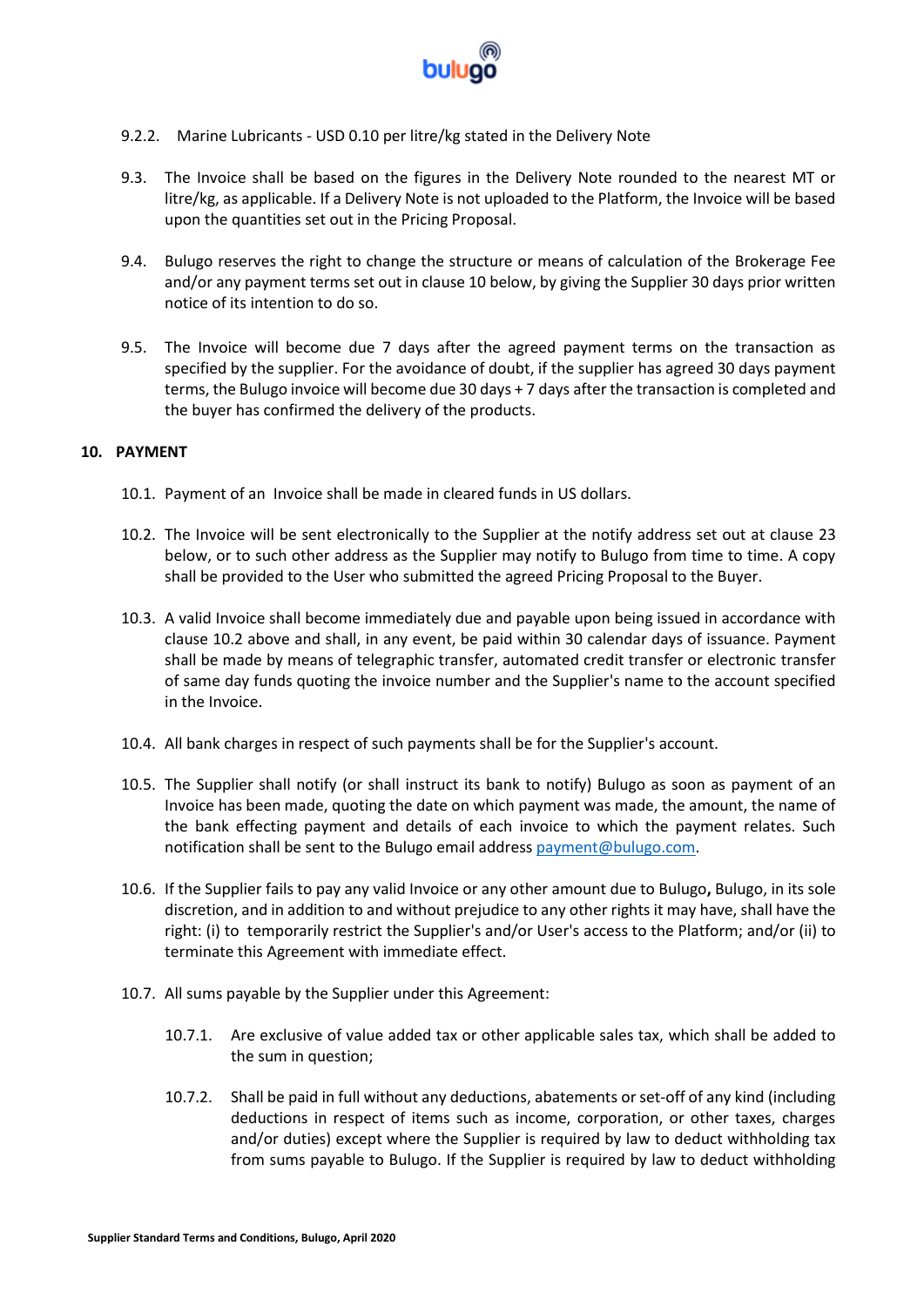9.2.2. Marine Lubricants - USD 0.10 per litre/kg stated in the Delivery Note

9.3. The Invoice shall be based on the figures in the Delivery Note rounded to the nearest MT or litre/kg, as applicable. If a Delivery Note is not uploaded to the Platform, the Invoice will be based upon the quantities set out in the Pricing Proposal.

9.4. Bulugo reserves the right to change the structure or means of calculation of the Brokerage Fee and/or any payment terms set out in clause 10 below, by giving the Supplier 30 days prior written notice of its intention to do so.

9.5. The Invoice will become due 7 days after the agreed payment terms on the transaction as specified by the supplier. For the avoidance of doubt, if the supplier has agreed 30 days payment terms, the Bulugo invoice will become due 30 days + 7 days after the transaction is completed and the buyer has confirmed the delivery of the products.

## 10. PAYMENT

10.1. Payment of an Invoice shall be made in cleared funds in US dollars.

10.2. The Invoice will be sent electronically to the Supplier at the notify address set out at clause 23 below, or to such other address as the Supplier may notify to Bulugo from time to time. A copy shall be provided to the User who submitted the agreed Pricing Proposal to the Buyer.

10.3. A valid Invoice shall become immediately due and payable upon being issued in accordance with clause 10.2 above and shall, in any event, be paid within 30 calendar days of issuance. Payment shall be made by means of telegraphic transfer, automated credit transfer or electronic transfer of same day funds quoting the invoice number and the Supplier's name to the account specified in the Invoice.

10.4. All bank charges in respect of such payments shall be for the Supplier's account.

10.5. The Supplier shall notify (or shall instruct its bank to notify) Bulugo as soon as payment of an Invoice has been made, quoting the date on which payment was made, the amount, the name of the bank effecting payment and details of each invoice to which the payment relates. Such notification shall be sent to the Bulugo email address payment@bulugo.com.

10.6. If the Supplier fails to pay any valid Invoice or any other amount due to Bulugo**,** Bulugo, in its sole discretion, and in addition to and without prejudice to any other rights it may have, shall have the right: (i) to temporarily restrict the Supplier's and/or User's access to the Platform; and/or (ii) to terminate this Agreement with immediate effect.

10.7. All sums payable by the Supplier under this Agreement:

10.7.1. Are exclusive of value added tax or other applicable sales tax, which shall be added to the sum in question;

10.7.2. Shall be paid in full without any deductions, abatements or set-off of any kind (including deductions in respect of items such as income, corporation, or other taxes, charges and/or duties) except where the Supplier is required by law to deduct withholding tax from sums payable to Bulugo. If the Supplier is required by law to deduct withholding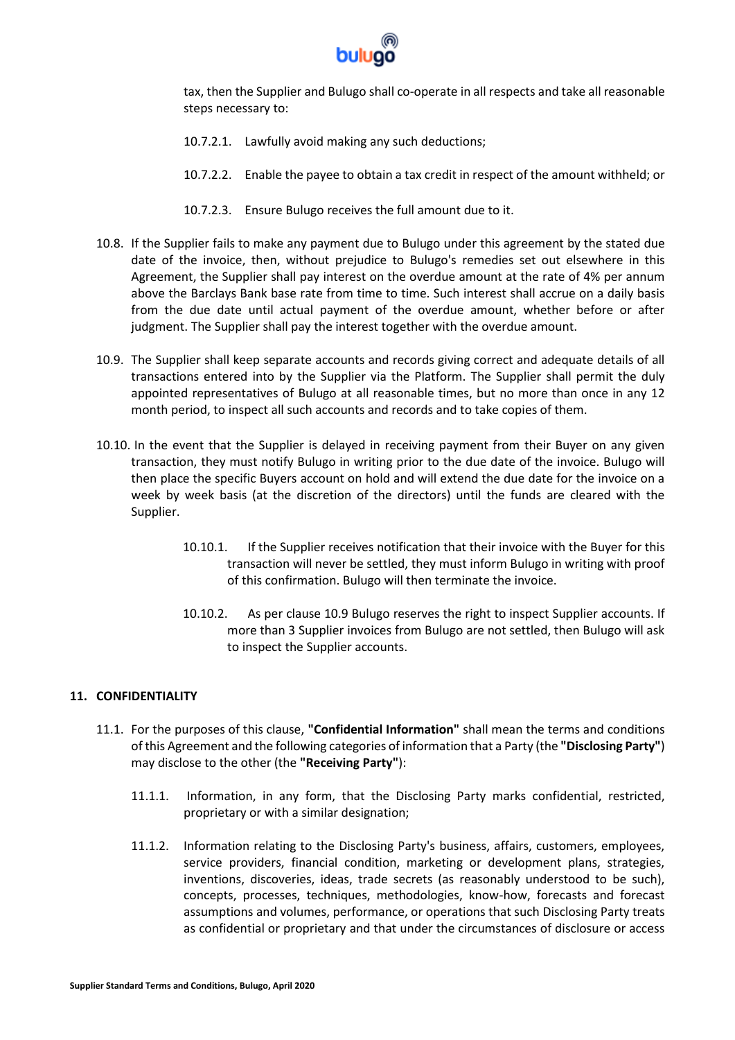tax, then the Supplier and Bulugo shall co-operate in all respects and take all reasonable steps necessary to:

10.7.2.1. Lawfully avoid making any such deductions;

10.7.2.2. Enable the payee to obtain a tax credit in respect of the amount withheld; or

10.7.2.3. Ensure Bulugo receives the full amount due to it.

10.8. If the Supplier fails to make any payment due to Bulugo under this agreement by the stated due date of the invoice, then, without prejudice to Bulugo's remedies set out elsewhere in this Agreement, the Supplier shall pay interest on the overdue amount at the rate of 4% per annum above the Barclays Bank base rate from time to time. Such interest shall accrue on a daily basis from the due date until actual payment of the overdue amount, whether before or after judgment. The Supplier shall pay the interest together with the overdue amount.

10.9. The Supplier shall keep separate accounts and records giving correct and adequate details of all transactions entered into by the Supplier via the Platform. The Supplier shall permit the duly appointed representatives of Bulugo at all reasonable times, but no more than once in any 12 month period, to inspect all such accounts and records and to take copies of them.

10.10. In the event that the Supplier is delayed in receiving payment from their Buyer on any given transaction, they must notify Bulugo in writing prior to the due date of the invoice. Bulugo will then place the specific Buyers account on hold and will extend the due date for the invoice on a week by week basis (at the discretion of the directors) until the funds are cleared with the Supplier.

10.10.1. If the Supplier receives notification that their invoice with the Buyer for this transaction will never be settled, they must inform Bulugo in writing with proof of this confirmation. Bulugo will then terminate the invoice.

10.10.2. As per clause 10.9 Bulugo reserves the right to inspect Supplier accounts. If more than 3 Supplier invoices from Bulugo are not settled, then Bulugo will ask to inspect the Supplier accounts.

## 11. CONFIDENTIALITY

11.1. For the purposes of this clause, **"Confidential Information"** shall mean the terms and conditions of this Agreement and the following categories of information that a Party (the **"Disclosing Party"**) may disclose to the other (the **"Receiving Party"**):

11.1.1. Information, in any form, that the Disclosing Party marks confidential, restricted, proprietary or with a similar designation;

11.1.2. Information relating to the Disclosing Party's business, affairs, customers, employees, service providers, financial condition, marketing or development plans, strategies, inventions, discoveries, ideas, trade secrets (as reasonably understood to be such), concepts, processes, techniques, methodologies, know-how, forecasts and forecast assumptions and volumes, performance, or operations that such Disclosing Party treats as confidential or proprietary and that under the circumstances of disclosure or access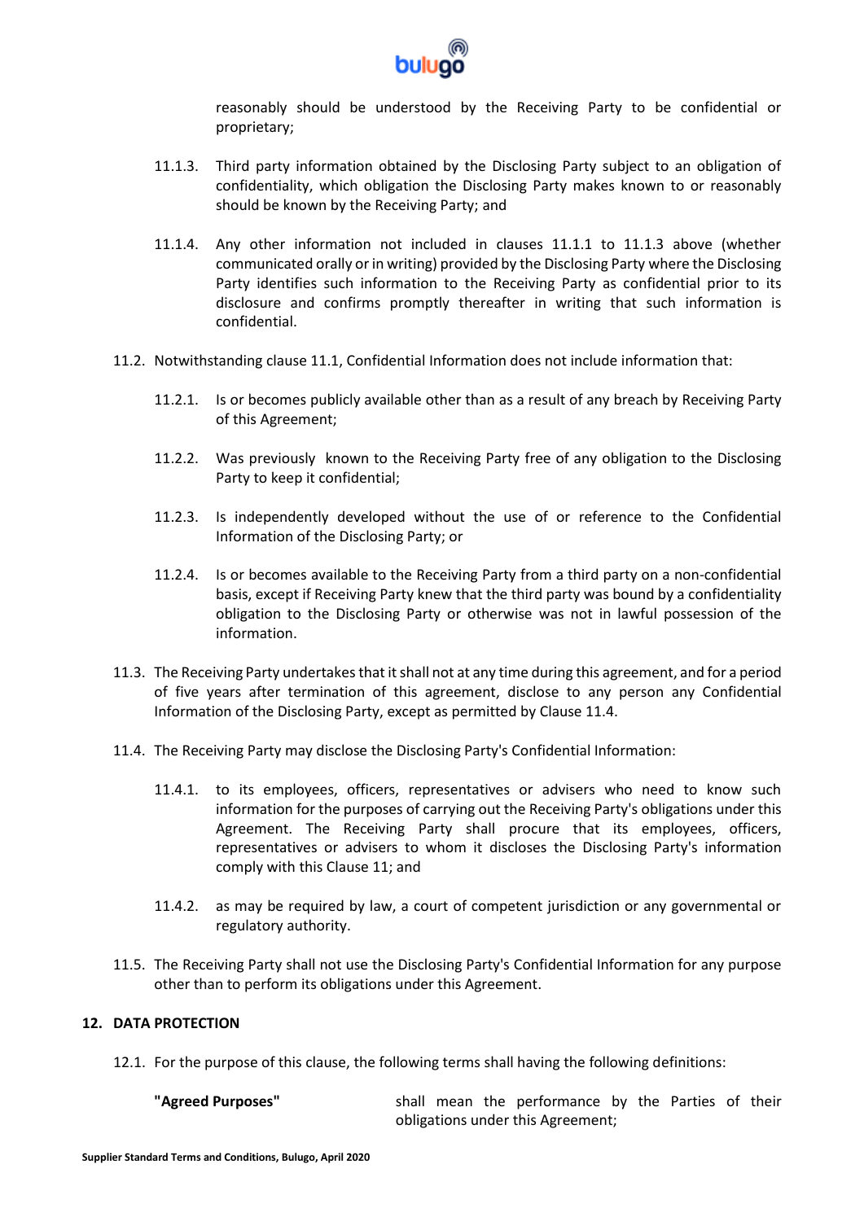reasonably should be understood by the Receiving Party to be confidential or proprietary;

11.1.3. Third party information obtained by the Disclosing Party subject to an obligation of confidentiality, which obligation the Disclosing Party makes known to or reasonably should be known by the Receiving Party; and

11.1.4. Any other information not included in clauses 11.1.1 to 11.1.3 above (whether communicated orally or in writing) provided by the Disclosing Party where the Disclosing Party identifies such information to the Receiving Party as confidential prior to its disclosure and confirms promptly thereafter in writing that such information is confidential.

11.2. Notwithstanding clause 11.1, Confidential Information does not include information that:

11.2.1. Is or becomes publicly available other than as a result of any breach by Receiving Party of this Agreement;

11.2.2. Was previously known to the Receiving Party free of any obligation to the Disclosing Party to keep it confidential;

11.2.3. Is independently developed without the use of or reference to the Confidential Information of the Disclosing Party; or

11.2.4. Is or becomes available to the Receiving Party from a third party on a non-confidential basis, except if Receiving Party knew that the third party was bound by a confidentiality obligation to the Disclosing Party or otherwise was not in lawful possession of the information.

11.3. The Receiving Party undertakes that it shall not at any time during this agreement, and for a period of five years after termination of this agreement, disclose to any person any Confidential Information of the Disclosing Party, except as permitted by Clause 11.4.

11.4. The Receiving Party may disclose the Disclosing Party's Confidential Information:

11.4.1. to its employees, officers, representatives or advisers who need to know such information for the purposes of carrying out the Receiving Party's obligations under this Agreement. The Receiving Party shall procure that its employees, officers, representatives or advisers to whom it discloses the Disclosing Party's information comply with this Clause 11; and

11.4.2. as may be required by law, a court of competent jurisdiction or any governmental or regulatory authority.

11.5. The Receiving Party shall not use the Disclosing Party's Confidential Information for any purpose other than to perform its obligations under this Agreement.

## 12. DATA PROTECTION

12.1. For the purpose of this clause, the following terms shall having the following definitions:

**"Agreed Purposes"** shall mean the performance by the Parties of their obligations under this Agreement;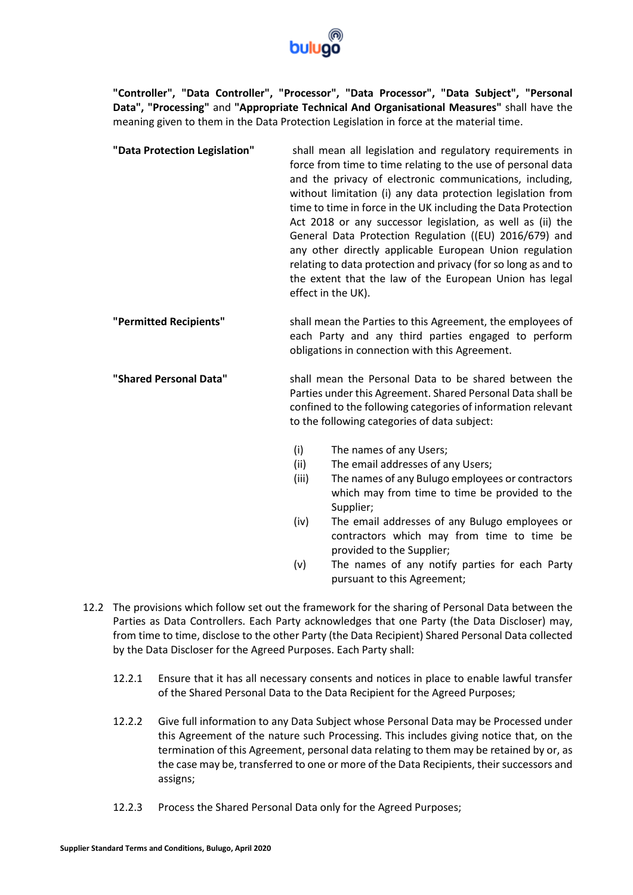**"Controller", "Data Controller", "Processor", "Data Processor", "Data Subject", "Personal Data", "Processing"** and **"Appropriate Technical And Organisational Measures"** shall have the meaning given to them in the Data Protection Legislation in force at the material time.

**"Data Protection Legislation"** shall mean all legislation and regulatory requirements in force from time to time relating to the use of personal data and the privacy of electronic communications, including, without limitation (i) any data protection legislation from time to time in force in the UK including the Data Protection Act 2018 or any successor legislation, as well as (ii) the General Data Protection Regulation ((EU) 2016/679) and any other directly applicable European Union regulation relating to data protection and privacy (for so long as and to the extent that the law of the European Union has legal effect in the UK).

**"Permitted Recipients"** shall mean the Parties to this Agreement, the employees of each Party and any third parties engaged to perform obligations in connection with this Agreement.

**"Shared Personal Data"** shall mean the Personal Data to be shared between the Parties under this Agreement. Shared Personal Data shall be confined to the following categories of information relevant to the following categories of data subject:

- (i) The names of any Users;
- (ii) The email addresses of any Users;
- (iii) The names of any Bulugo employees or contractors which may from time to time be provided to the Supplier;
- (iv) The email addresses of any Bulugo employees or contractors which may from time to time be provided to the Supplier;
- (v) The names of any notify parties for each Party pursuant to this Agreement;

12.2 The provisions which follow set out the framework for the sharing of Personal Data between the Parties as Data Controllers. Each Party acknowledges that one Party (the Data Discloser) may, from time to time, disclose to the other Party (the Data Recipient) Shared Personal Data collected by the Data Discloser for the Agreed Purposes. Each Party shall:

12.2.1 Ensure that it has all necessary consents and notices in place to enable lawful transfer of the Shared Personal Data to the Data Recipient for the Agreed Purposes;

12.2.2 Give full information to any Data Subject whose Personal Data may be Processed under this Agreement of the nature such Processing. This includes giving notice that, on the termination of this Agreement, personal data relating to them may be retained by or, as the case may be, transferred to one or more of the Data Recipients, their successors and assigns;

12.2.3 Process the Shared Personal Data only for the Agreed Purposes;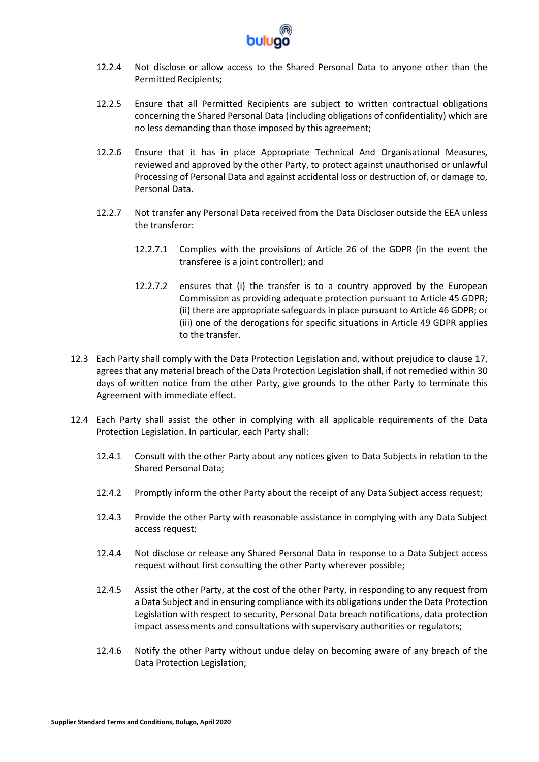12.2.4 Not disclose or allow access to the Shared Personal Data to anyone other than the Permitted Recipients;

12.2.5 Ensure that all Permitted Recipients are subject to written contractual obligations concerning the Shared Personal Data (including obligations of confidentiality) which are no less demanding than those imposed by this agreement;

12.2.6 Ensure that it has in place Appropriate Technical And Organisational Measures, reviewed and approved by the other Party, to protect against unauthorised or unlawful Processing of Personal Data and against accidental loss or destruction of, or damage to, Personal Data.

12.2.7 Not transfer any Personal Data received from the Data Discloser outside the EEA unless the transferor:

12.2.7.1 Complies with the provisions of Article 26 of the GDPR (in the event the transferee is a joint controller); and

12.2.7.2 ensures that (i) the transfer is to a country approved by the European Commission as providing adequate protection pursuant to Article 45 GDPR; (ii) there are appropriate safeguards in place pursuant to Article 46 GDPR; or (iii) one of the derogations for specific situations in Article 49 GDPR applies to the transfer.

12.3 Each Party shall comply with the Data Protection Legislation and, without prejudice to clause 17, agrees that any material breach of the Data Protection Legislation shall, if not remedied within 30 days of written notice from the other Party, give grounds to the other Party to terminate this Agreement with immediate effect.

12.4 Each Party shall assist the other in complying with all applicable requirements of the Data Protection Legislation. In particular, each Party shall:

12.4.1 Consult with the other Party about any notices given to Data Subjects in relation to the Shared Personal Data;

12.4.2 Promptly inform the other Party about the receipt of any Data Subject access request;

12.4.3 Provide the other Party with reasonable assistance in complying with any Data Subject access request;

12.4.4 Not disclose or release any Shared Personal Data in response to a Data Subject access request without first consulting the other Party wherever possible;

12.4.5 Assist the other Party, at the cost of the other Party, in responding to any request from a Data Subject and in ensuring compliance with its obligations under the Data Protection Legislation with respect to security, Personal Data breach notifications, data protection impact assessments and consultations with supervisory authorities or regulators;

12.4.6 Notify the other Party without undue delay on becoming aware of any breach of the Data Protection Legislation;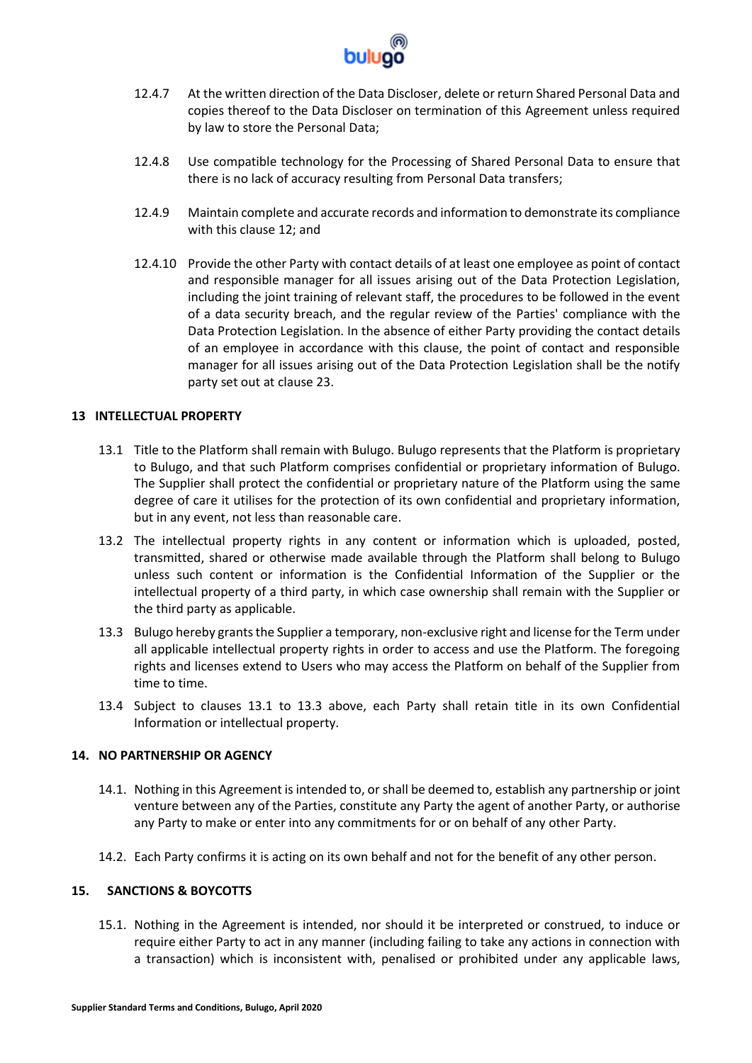12.4.7 At the written direction of the Data Discloser, delete or return Shared Personal Data and copies thereof to the Data Discloser on termination of this Agreement unless required by law to store the Personal Data;

12.4.8 Use compatible technology for the Processing of Shared Personal Data to ensure that there is no lack of accuracy resulting from Personal Data transfers;

12.4.9 Maintain complete and accurate records and information to demonstrate its compliance with this clause 12; and

12.4.10 Provide the other Party with contact details of at least one employee as point of contact and responsible manager for all issues arising out of the Data Protection Legislation, including the joint training of relevant staff, the procedures to be followed in the event of a data security breach, and the regular review of the Parties' compliance with the Data Protection Legislation. In the absence of either Party providing the contact details of an employee in accordance with this clause, the point of contact and responsible manager for all issues arising out of the Data Protection Legislation shall be the notify party set out at clause 23.

## 13 INTELLECTUAL PROPERTY

13.1 Title to the Platform shall remain with Bulugo. Bulugo represents that the Platform is proprietary to Bulugo, and that such Platform comprises confidential or proprietary information of Bulugo. The Supplier shall protect the confidential or proprietary nature of the Platform using the same degree of care it utilises for the protection of its own confidential and proprietary information, but in any event, not less than reasonable care.

13.2 The intellectual property rights in any content or information which is uploaded, posted, transmitted, shared or otherwise made available through the Platform shall belong to Bulugo unless such content or information is the Confidential Information of the Supplier or the intellectual property of a third party, in which case ownership shall remain with the Supplier or the third party as applicable.

13.3 Bulugo hereby grants the Supplier a temporary, non-exclusive right and license for the Term under all applicable intellectual property rights in order to access and use the Platform. The foregoing rights and licenses extend to Users who may access the Platform on behalf of the Supplier from time to time.

13.4 Subject to clauses 13.1 to 13.3 above, each Party shall retain title in its own Confidential Information or intellectual property.

## 14. NO PARTNERSHIP OR AGENCY

14.1. Nothing in this Agreement is intended to, or shall be deemed to, establish any partnership or joint venture between any of the Parties, constitute any Party the agent of another Party, or authorise any Party to make or enter into any commitments for or on behalf of any other Party.

14.2. Each Party confirms it is acting on its own behalf and not for the benefit of any other person.

## 15. SANCTIONS & BOYCOTTS

15.1. Nothing in the Agreement is intended, nor should it be interpreted or construed, to induce or require either Party to act in any manner (including failing to take any actions in connection with a transaction) which is inconsistent with, penalised or prohibited under any applicable laws,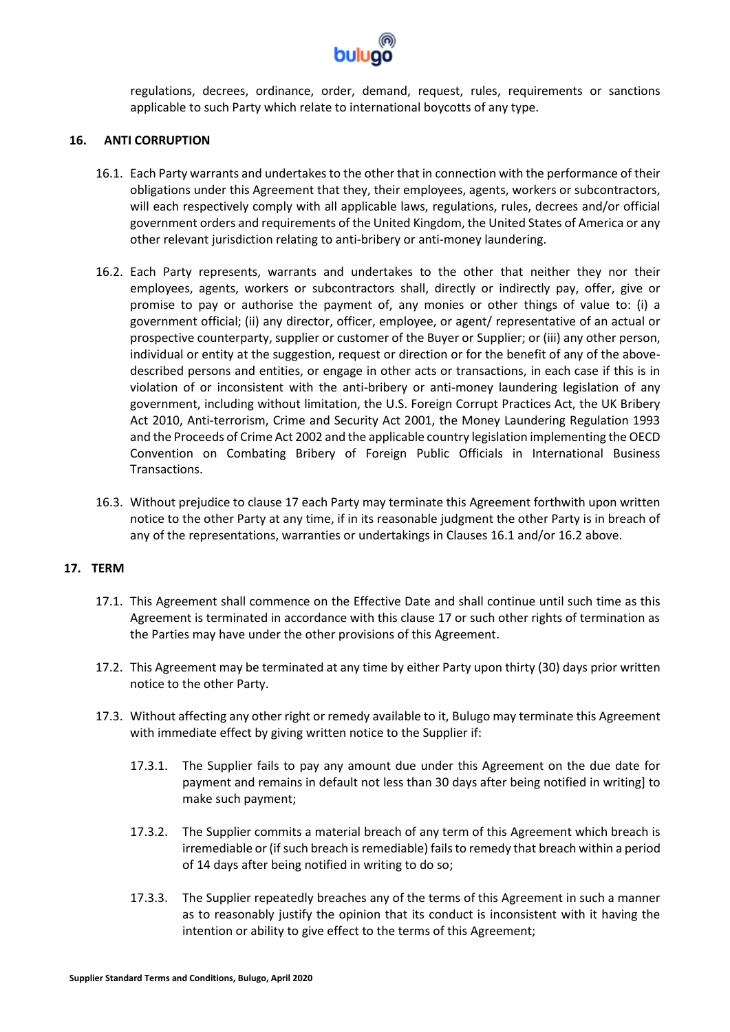regulations, decrees, ordinance, order, demand, request, rules, requirements or sanctions applicable to such Party which relate to international boycotts of any type.

## 16. ANTI CORRUPTION

16.1. Each Party warrants and undertakes to the other that in connection with the performance of their obligations under this Agreement that they, their employees, agents, workers or subcontractors, will each respectively comply with all applicable laws, regulations, rules, decrees and/or official government orders and requirements of the United Kingdom, the United States of America or any other relevant jurisdiction relating to anti-bribery or anti-money laundering.

16.2. Each Party represents, warrants and undertakes to the other that neither they nor their employees, agents, workers or subcontractors shall, directly or indirectly pay, offer, give or promise to pay or authorise the payment of, any monies or other things of value to: (i) a government official; (ii) any director, officer, employee, or agent/ representative of an actual or prospective counterparty, supplier or customer of the Buyer or Supplier; or (iii) any other person, individual or entity at the suggestion, request or direction or for the benefit of any of the above-described persons and entities, or engage in other acts or transactions, in each case if this is in violation of or inconsistent with the anti-bribery or anti-money laundering legislation of any government, including without limitation, the U.S. Foreign Corrupt Practices Act, the UK Bribery Act 2010, Anti-terrorism, Crime and Security Act 2001, the Money Laundering Regulation 1993 and the Proceeds of Crime Act 2002 and the applicable country legislation implementing the OECD Convention on Combating Bribery of Foreign Public Officials in International Business Transactions.

16.3. Without prejudice to clause 17 each Party may terminate this Agreement forthwith upon written notice to the other Party at any time, if in its reasonable judgment the other Party is in breach of any of the representations, warranties or undertakings in Clauses 16.1 and/or 16.2 above.

## 17. TERM

17.1. This Agreement shall commence on the Effective Date and shall continue until such time as this Agreement is terminated in accordance with this clause 17 or such other rights of termination as the Parties may have under the other provisions of this Agreement.

17.2. This Agreement may be terminated at any time by either Party upon thirty (30) days prior written notice to the other Party.

17.3. Without affecting any other right or remedy available to it, Bulugo may terminate this Agreement with immediate effect by giving written notice to the Supplier if:

17.3.1. The Supplier fails to pay any amount due under this Agreement on the due date for payment and remains in default not less than 30 days after being notified in writing] to make such payment;

17.3.2. The Supplier commits a material breach of any term of this Agreement which breach is irremediable or (if such breach is remediable) fails to remedy that breach within a period of 14 days after being notified in writing to do so;

17.3.3. The Supplier repeatedly breaches any of the terms of this Agreement in such a manner as to reasonably justify the opinion that its conduct is inconsistent with it having the intention or ability to give effect to the terms of this Agreement;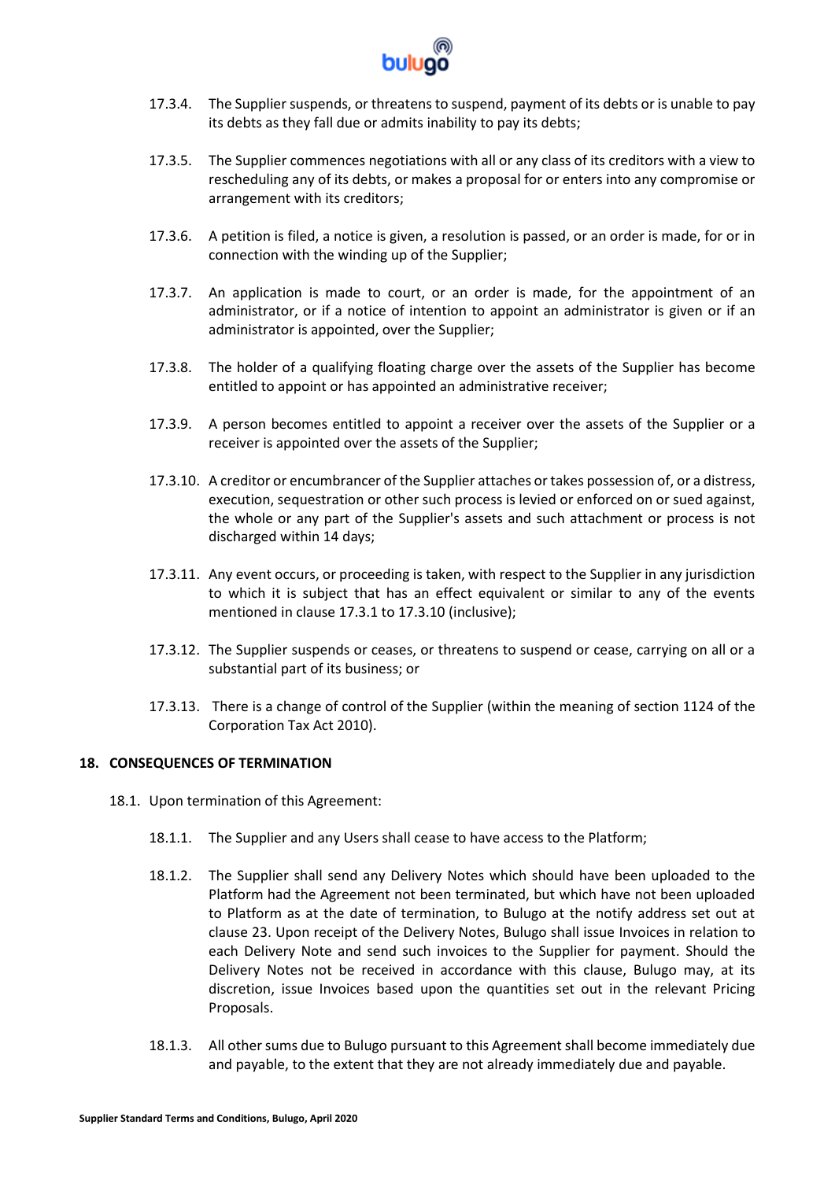17.3.4. The Supplier suspends, or threatens to suspend, payment of its debts or is unable to pay its debts as they fall due or admits inability to pay its debts;

17.3.5. The Supplier commences negotiations with all or any class of its creditors with a view to rescheduling any of its debts, or makes a proposal for or enters into any compromise or arrangement with its creditors;

17.3.6. A petition is filed, a notice is given, a resolution is passed, or an order is made, for or in connection with the winding up of the Supplier;

17.3.7. An application is made to court, or an order is made, for the appointment of an administrator, or if a notice of intention to appoint an administrator is given or if an administrator is appointed, over the Supplier;

17.3.8. The holder of a qualifying floating charge over the assets of the Supplier has become entitled to appoint or has appointed an administrative receiver;

17.3.9. A person becomes entitled to appoint a receiver over the assets of the Supplier or a receiver is appointed over the assets of the Supplier;

17.3.10. A creditor or encumbrancer of the Supplier attaches or takes possession of, or a distress, execution, sequestration or other such process is levied or enforced on or sued against, the whole or any part of the Supplier's assets and such attachment or process is not discharged within 14 days;

17.3.11. Any event occurs, or proceeding is taken, with respect to the Supplier in any jurisdiction to which it is subject that has an effect equivalent or similar to any of the events mentioned in clause 17.3.1 to 17.3.10 (inclusive);

17.3.12. The Supplier suspends or ceases, or threatens to suspend or cease, carrying on all or a substantial part of its business; or

17.3.13. There is a change of control of the Supplier (within the meaning of section 1124 of the Corporation Tax Act 2010).

## 18. CONSEQUENCES OF TERMINATION

18.1. Upon termination of this Agreement:

18.1.1. The Supplier and any Users shall cease to have access to the Platform;

18.1.2. The Supplier shall send any Delivery Notes which should have been uploaded to the Platform had the Agreement not been terminated, but which have not been uploaded to Platform as at the date of termination, to Bulugo at the notify address set out at clause 23. Upon receipt of the Delivery Notes, Bulugo shall issue Invoices in relation to each Delivery Note and send such invoices to the Supplier for payment. Should the Delivery Notes not be received in accordance with this clause, Bulugo may, at its discretion, issue Invoices based upon the quantities set out in the relevant Pricing Proposals.

18.1.3. All other sums due to Bulugo pursuant to this Agreement shall become immediately due and payable, to the extent that they are not already immediately due and payable.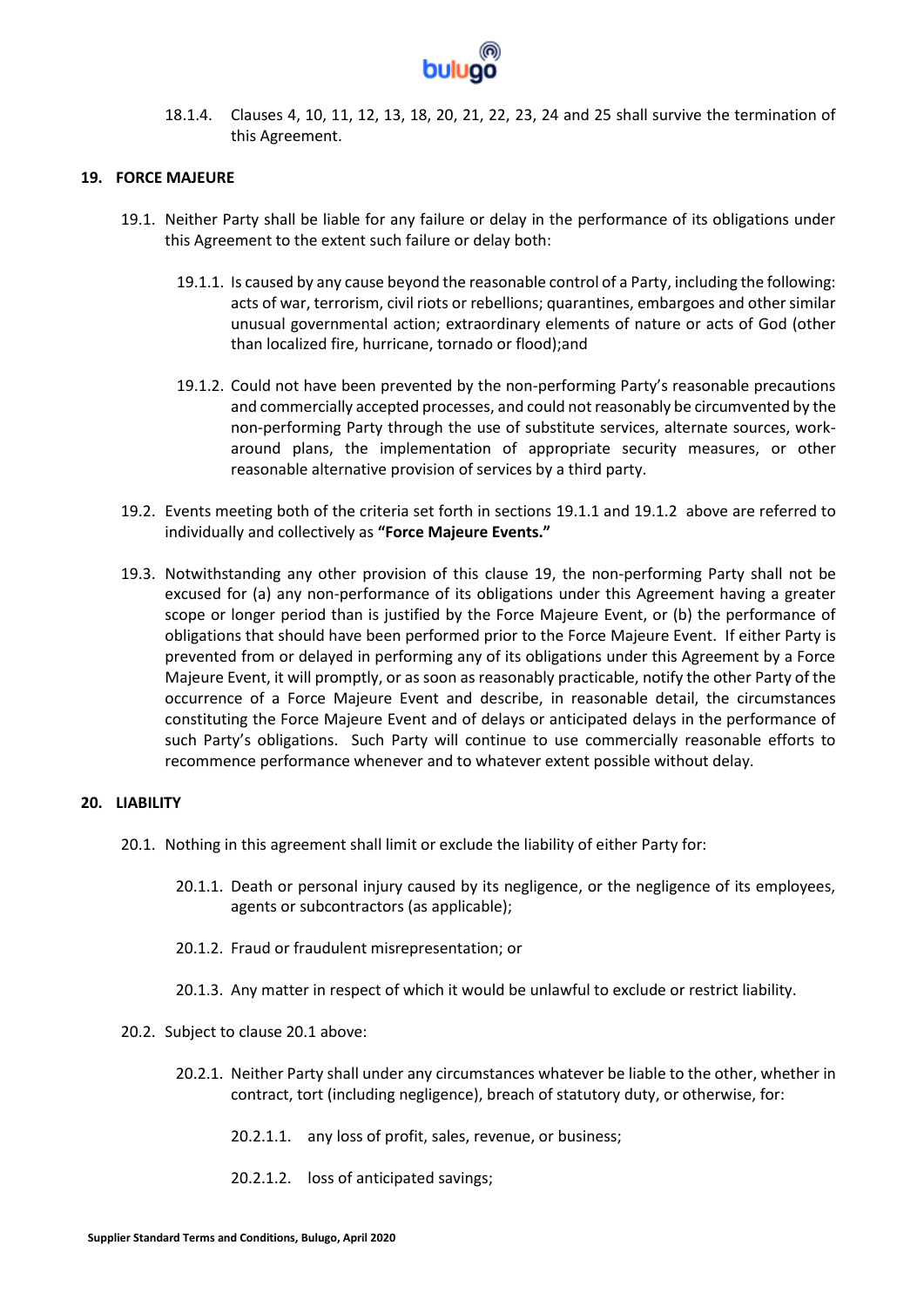18.1.4. Clauses 4, 10, 11, 12, 13, 18, 20, 21, 22, 23, 24 and 25 shall survive the termination of this Agreement.

## 19. FORCE MAJEURE

19.1. Neither Party shall be liable for any failure or delay in the performance of its obligations under this Agreement to the extent such failure or delay both:

19.1.1. Is caused by any cause beyond the reasonable control of a Party, including the following: acts of war, terrorism, civil riots or rebellions; quarantines, embargoes and other similar unusual governmental action; extraordinary elements of nature or acts of God (other than localized fire, hurricane, tornado or flood);and

19.1.2. Could not have been prevented by the non-performing Party's reasonable precautions and commercially accepted processes, and could not reasonably be circumvented by the non-performing Party through the use of substitute services, alternate sources, work-around plans, the implementation of appropriate security measures, or other reasonable alternative provision of services by a third party.

19.2. Events meeting both of the criteria set forth in sections 19.1.1 and 19.1.2 above are referred to individually and collectively as **"Force Majeure Events."**

19.3. Notwithstanding any other provision of this clause 19, the non-performing Party shall not be excused for (a) any non-performance of its obligations under this Agreement having a greater scope or longer period than is justified by the Force Majeure Event, or (b) the performance of obligations that should have been performed prior to the Force Majeure Event. If either Party is prevented from or delayed in performing any of its obligations under this Agreement by a Force Majeure Event, it will promptly, or as soon as reasonably practicable, notify the other Party of the occurrence of a Force Majeure Event and describe, in reasonable detail, the circumstances constituting the Force Majeure Event and of delays or anticipated delays in the performance of such Party's obligations. Such Party will continue to use commercially reasonable efforts to recommence performance whenever and to whatever extent possible without delay.

## 20. LIABILITY

20.1. Nothing in this agreement shall limit or exclude the liability of either Party for:

20.1.1. Death or personal injury caused by its negligence, or the negligence of its employees, agents or subcontractors (as applicable);

20.1.2. Fraud or fraudulent misrepresentation; or

20.1.3. Any matter in respect of which it would be unlawful to exclude or restrict liability.

20.2. Subject to clause 20.1 above:

20.2.1. Neither Party shall under any circumstances whatever be liable to the other, whether in contract, tort (including negligence), breach of statutory duty, or otherwise, for:

20.2.1.1. any loss of profit, sales, revenue, or business;

20.2.1.2. loss of anticipated savings;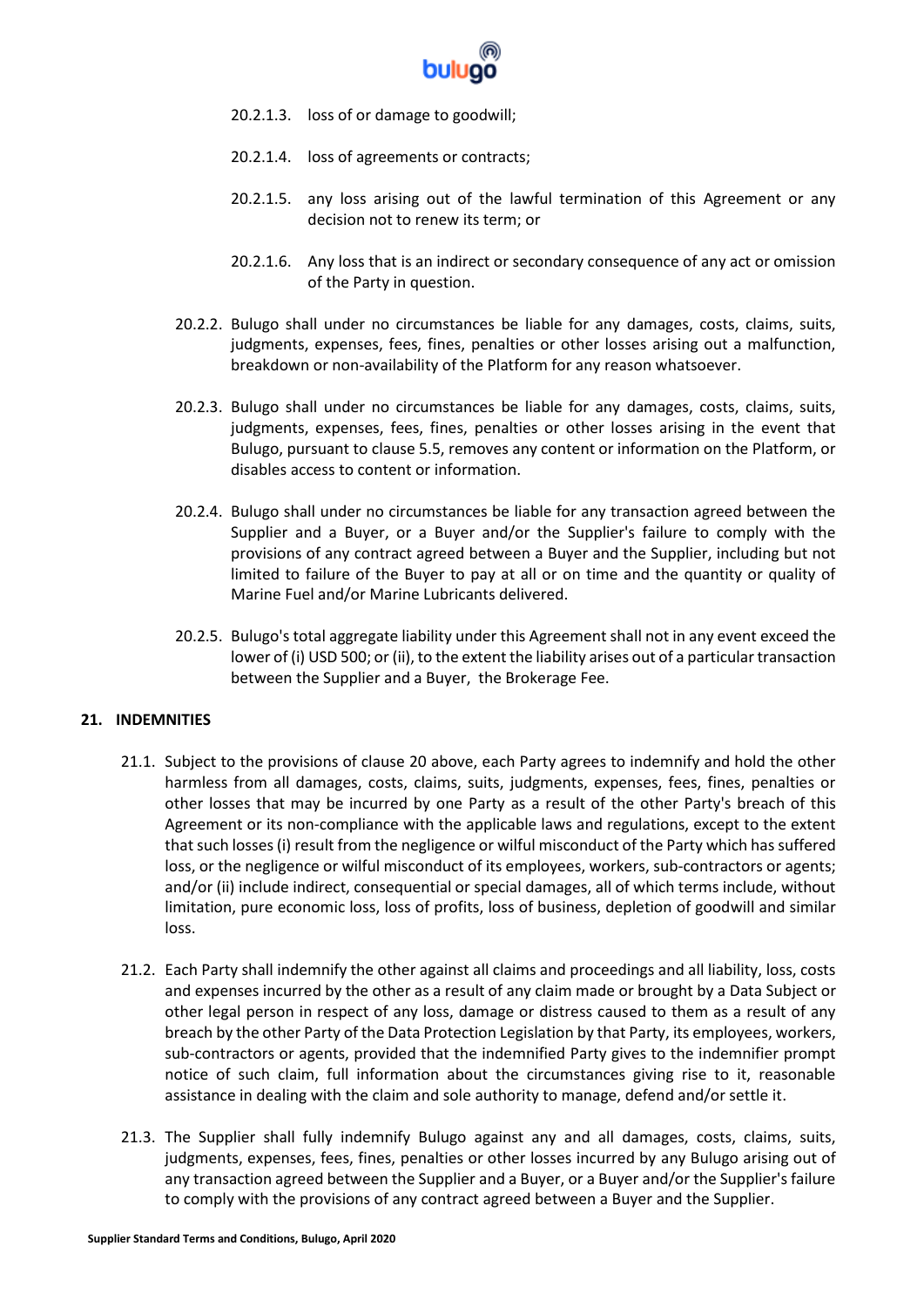20.2.1.3. loss of or damage to goodwill;

20.2.1.4. loss of agreements or contracts;

20.2.1.5. any loss arising out of the lawful termination of this Agreement or any decision not to renew its term; or

20.2.1.6. Any loss that is an indirect or secondary consequence of any act or omission of the Party in question.

20.2.2. Bulugo shall under no circumstances be liable for any damages, costs, claims, suits, judgments, expenses, fees, fines, penalties or other losses arising out a malfunction, breakdown or non-availability of the Platform for any reason whatsoever.

20.2.3. Bulugo shall under no circumstances be liable for any damages, costs, claims, suits, judgments, expenses, fees, fines, penalties or other losses arising in the event that Bulugo, pursuant to clause 5.5, removes any content or information on the Platform, or disables access to content or information.

20.2.4. Bulugo shall under no circumstances be liable for any transaction agreed between the Supplier and a Buyer, or a Buyer and/or the Supplier's failure to comply with the provisions of any contract agreed between a Buyer and the Supplier, including but not limited to failure of the Buyer to pay at all or on time and the quantity or quality of Marine Fuel and/or Marine Lubricants delivered.

20.2.5. Bulugo's total aggregate liability under this Agreement shall not in any event exceed the lower of (i) USD 500; or (ii), to the extent the liability arises out of a particular transaction between the Supplier and a Buyer, the Brokerage Fee.

## 21. INDEMNITIES

21.1. Subject to the provisions of clause 20 above, each Party agrees to indemnify and hold the other harmless from all damages, costs, claims, suits, judgments, expenses, fees, fines, penalties or other losses that may be incurred by one Party as a result of the other Party's breach of this Agreement or its non-compliance with the applicable laws and regulations, except to the extent that such losses (i) result from the negligence or wilful misconduct of the Party which has suffered loss, or the negligence or wilful misconduct of its employees, workers, sub-contractors or agents; and/or (ii) include indirect, consequential or special damages, all of which terms include, without limitation, pure economic loss, loss of profits, loss of business, depletion of goodwill and similar loss.

21.2. Each Party shall indemnify the other against all claims and proceedings and all liability, loss, costs and expenses incurred by the other as a result of any claim made or brought by a Data Subject or other legal person in respect of any loss, damage or distress caused to them as a result of any breach by the other Party of the Data Protection Legislation by that Party, its employees, workers, sub-contractors or agents, provided that the indemnified Party gives to the indemnifier prompt notice of such claim, full information about the circumstances giving rise to it, reasonable assistance in dealing with the claim and sole authority to manage, defend and/or settle it.

21.3. The Supplier shall fully indemnify Bulugo against any and all damages, costs, claims, suits, judgments, expenses, fees, fines, penalties or other losses incurred by any Bulugo arising out of any transaction agreed between the Supplier and a Buyer, or a Buyer and/or the Supplier's failure to comply with the provisions of any contract agreed between a Buyer and the Supplier.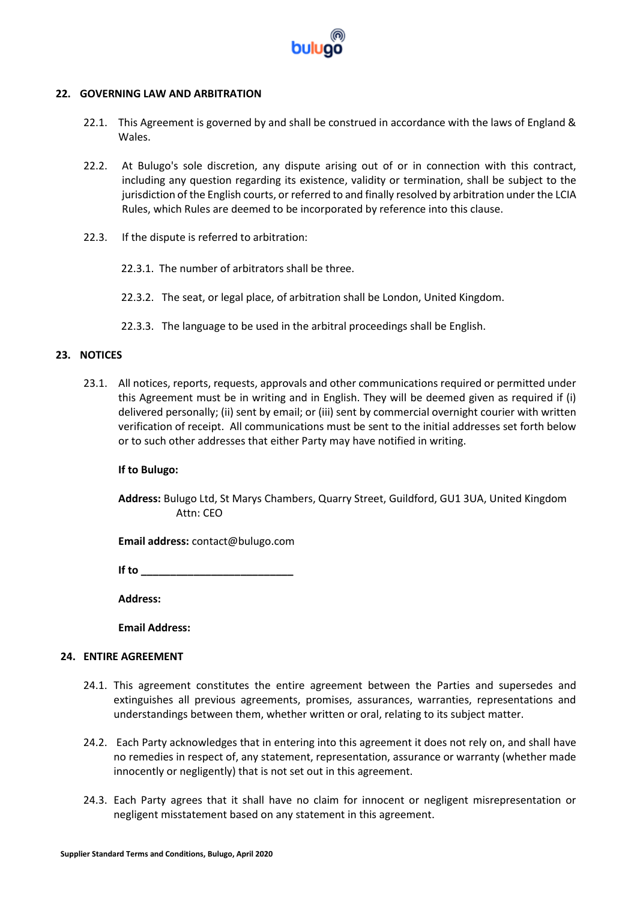## 22. GOVERNING LAW AND ARBITRATION

22.1. This Agreement is governed by and shall be construed in accordance with the laws of England & Wales.

22.2. At Bulugo's sole discretion, any dispute arising out of or in connection with this contract, including any question regarding its existence, validity or termination, shall be subject to the jurisdiction of the English courts, or referred to and finally resolved by arbitration under the LCIA Rules, which Rules are deemed to be incorporated by reference into this clause.

22.3. If the dispute is referred to arbitration:

22.3.1. The number of arbitrators shall be three.

22.3.2. The seat, or legal place, of arbitration shall be London, United Kingdom.

22.3.3. The language to be used in the arbitral proceedings shall be English.

## 23. NOTICES

23.1. All notices, reports, requests, approvals and other communications required or permitted under this Agreement must be in writing and in English. They will be deemed given as required if (i) delivered personally; (ii) sent by email; or (iii) sent by commercial overnight courier with written verification of receipt. All communications must be sent to the initial addresses set forth below or to such other addresses that either Party may have notified in writing.

**If to Bulugo:**

**Address:** Bulugo Ltd, St Marys Chambers, Quarry Street, Guildford, GU1 3UA, United Kingdom
Attn: CEO

**Email address:** contact@bulugo.com

**If to ___________________________**

**Address:**

**Email Address:**

## 24. ENTIRE AGREEMENT

24.1. This agreement constitutes the entire agreement between the Parties and supersedes and extinguishes all previous agreements, promises, assurances, warranties, representations and understandings between them, whether written or oral, relating to its subject matter.

24.2. Each Party acknowledges that in entering into this agreement it does not rely on, and shall have no remedies in respect of, any statement, representation, assurance or warranty (whether made innocently or negligently) that is not set out in this agreement.

24.3. Each Party agrees that it shall have no claim for innocent or negligent misrepresentation or negligent misstatement based on any statement in this agreement.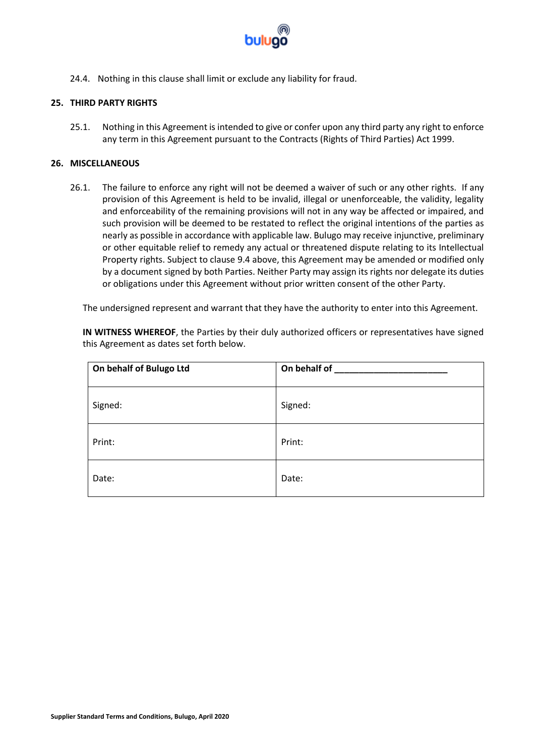24.4. Nothing in this clause shall limit or exclude any liability for fraud.

## 25. THIRD PARTY RIGHTS

25.1. Nothing in this Agreement is intended to give or confer upon any third party any right to enforce any term in this Agreement pursuant to the Contracts (Rights of Third Parties) Act 1999.

## 26. MISCELLANEOUS

26.1. The failure to enforce any right will not be deemed a waiver of such or any other rights. If any provision of this Agreement is held to be invalid, illegal or unenforceable, the validity, legality and enforceability of the remaining provisions will not in any way be affected or impaired, and such provision will be deemed to be restated to reflect the original intentions of the parties as nearly as possible in accordance with applicable law. Bulugo may receive injunctive, preliminary or other equitable relief to remedy any actual or threatened dispute relating to its Intellectual Property rights. Subject to clause 9.4 above, this Agreement may be amended or modified only by a document signed by both Parties. Neither Party may assign its rights nor delegate its duties or obligations under this Agreement without prior written consent of the other Party.

The undersigned represent and warrant that they have the authority to enter into this Agreement.

**IN WITNESS WHEREOF**, the Parties by their duly authorized officers or representatives have signed this Agreement as dates set forth below.

| **On behalf of Bulugo Ltd** | **On behalf of _______________________** |
|---|---|
| Signed: | Signed: |
| Print: | Print: |
| Date: | Date: |